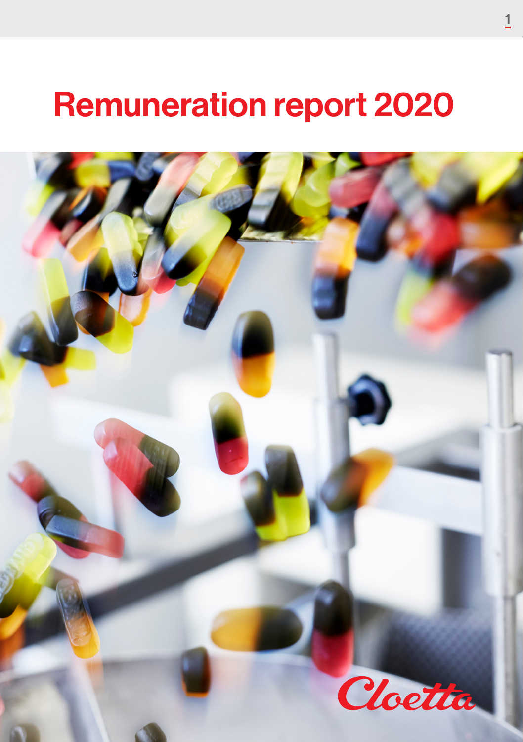# Remuneration report 2020

Cloetta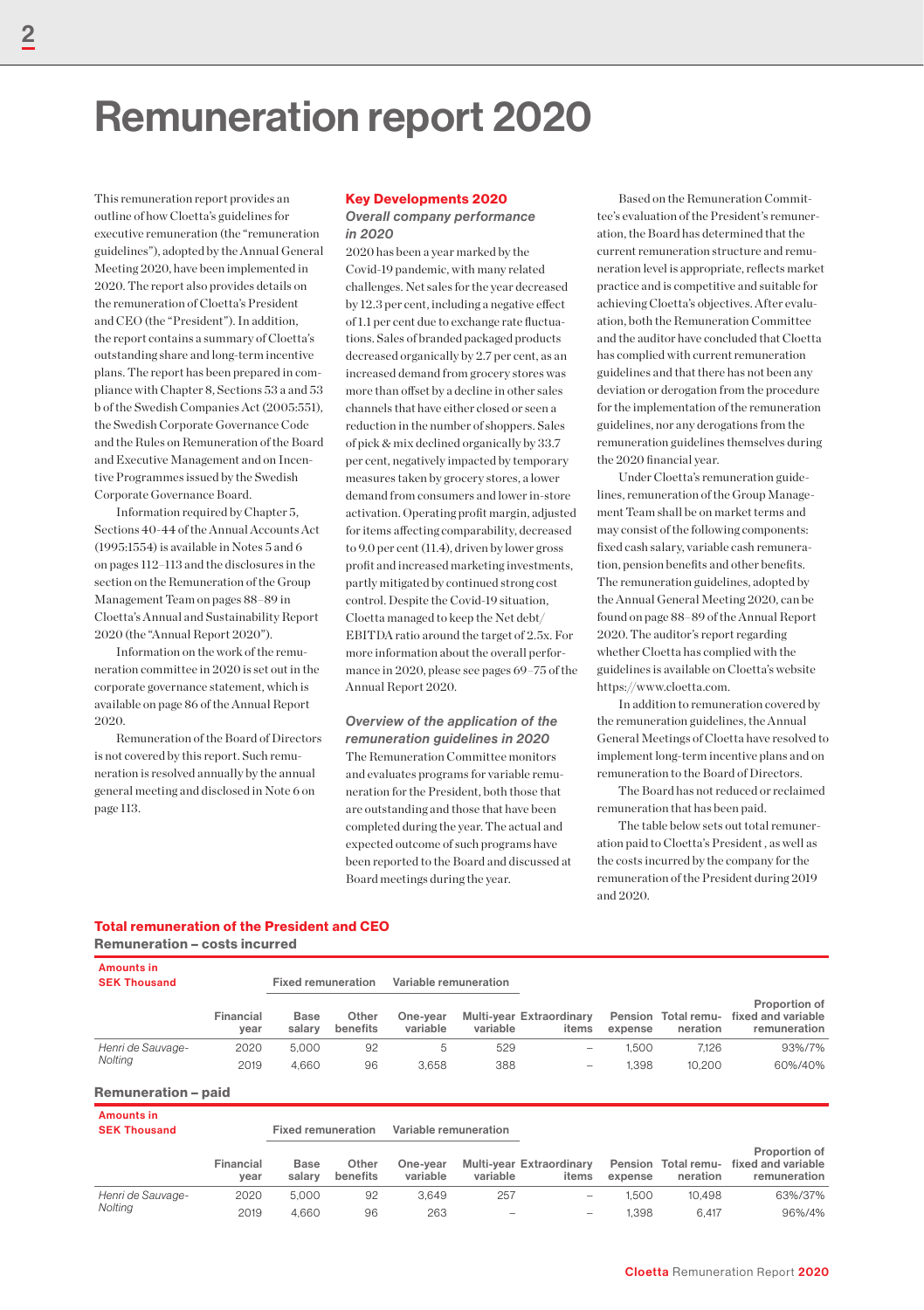# Remuneration report 2020

This remuneration report provides an outline of how Cloetta's guidelines for executive remuneration (the "remuneration guidelines"), adopted by the Annual General Meeting 2020, have been implemented in 2020. The report also provides details on the remuneration of Cloetta's President and CEO (the "President"). In addition, the report contains a summary of Cloetta's outstanding share and long-term incentive plans. The report has been prepared in compliance with Chapter 8, Sections 53 a and 53 b of the Swedish Companies Act (2005:551), the Swedish Corporate Governance Code and the Rules on Remuneration of the Board and Executive Management and on Incentive Programmes issued by the Swedish Corporate Governance Board.

Information required by Chapter 5, Sections 40-44 of the Annual Accounts Act (1995:1554) is available in Notes 5 and 6 on pages 112–113 and the disclosures in the section on the Remuneration of the Group Management Team on pages 88–89 in Cloetta's Annual and Sustainability Report 2020 (the "Annual Report 2020").

Information on the work of the remuneration committee in 2020 is set out in the corporate governance statement, which is available on page 86 of the Annual Report 2020.

Remuneration of the Board of Directors is not covered by this report. Such remuneration is resolved annually by the annual general meeting and disclosed in Note 6 on page 113.

## Key Developments 2020

### *Overall company performance in 2020*

2020 has been a year marked by the Covid-19 pandemic, with many related challenges. Net sales for the year decreased by 12.3 per cent, including a negative effect of 1.1 per cent due to exchange rate fluctuations. Sales of branded packaged products decreased organically by 2.7 per cent, as an increased demand from grocery stores was more than offset by a decline in other sales channels that have either closed or seen a reduction in the number of shoppers. Sales of pick & mix declined organically by 33.7 per cent, negatively impacted by temporary measures taken by grocery stores, a lower demand from consumers and lower in-store activation. Operating profit margin, adjusted for items affecting comparability, decreased to 9.0 per cent (11.4), driven by lower gross profit and increased marketing investments, partly mitigated by continued strong cost control. Despite the Covid-19 situation, Cloetta managed to keep the Net debt/ EBITDA ratio around the target of 2.5x. For more information about the overall performance in 2020, please see pages 69–75 of the Annual Report 2020.

### *Overview of the application of the remuneration guidelines in 2020*

The Remuneration Committee monitors and evaluates programs for variable remuneration for the President, both those that are outstanding and those that have been completed during the year. The actual and expected outcome of such programs have been reported to the Board and discussed at Board meetings during the year.

Based on the Remuneration Committee's evaluation of the President's remuneration, the Board has determined that the current remuneration structure and remuneration level is appropriate, reflects market practice and is competitive and suitable for achieving Cloetta's objectives. After evaluation, both the Remuneration Committee and the auditor have concluded that Cloetta has complied with current remuneration guidelines and that there has not been any deviation or derogation from the procedure for the implementation of the remuneration guidelines, nor any derogations from the remuneration guidelines themselves during the 2020 financial year.

Under Cloetta's remuneration guidelines, remuneration of the Group Management Team shall be on market terms and may consist of the following components: fixed cash salary, variable cash remuneration, pension benefits and other benefits. The remuneration guidelines, adopted by the Annual General Meeting 2020, can be found on page 88–89 of the Annual Report 2020. The auditor's report regarding whether Cloetta has complied with the guidelines is available on Cloetta's website https://www.cloetta.com.

In addition to remuneration covered by the remuneration guidelines, the Annual General Meetings of Cloetta have resolved to implement long-term incentive plans and on remuneration to the Board of Directors.

The Board has not reduced or reclaimed remuneration that has been paid.

The table below sets out total remuneration paid to Cloetta's President , as well as the costs incurred by the company for the remuneration of the President during 2019 and 2020.

## Total remuneration of the President and CEO

### Remuneration – costs incurred

| Amounts in SEK Thousand | | Fixed remuneration | | Variable remuneration | | | | | |
|---|---|---|---|---|---|---|---|---|---|
| | Financial year | Base salary | Other benefits | One-year variable | Multi-year variable | Extraordinary items | Pension expense | Total remuneration | Proportion of fixed and variable remuneration |
| *Henri de Sauvage-Nolting* | 2020 | 5,000 | 92 | 5 | 529 | – | 1,500 | 7,126 | 93%/7% |
| | 2019 | 4,660 | 96 | 3,658 | 388 | – | 1,398 | 10,200 | 60%/40% |

### Remuneration – paid

| Amounts in SEK Thousand | | Fixed remuneration | | Variable remuneration | | | | | |
|---|---|---|---|---|---|---|---|---|---|
| | Financial year | Base salary | Other benefits | One-year variable | Multi-year variable | Extraordinary items | Pension expense | Total remuneration | Proportion of fixed and variable remuneration |
| *Henri de Sauvage-Nolting* | 2020 | 5,000 | 92 | 3,649 | 257 | – | 1,500 | 10,498 | 63%/37% |
| | 2019 | 4,660 | 96 | 263 | – | – | 1,398 | 6,417 | 96%/4% |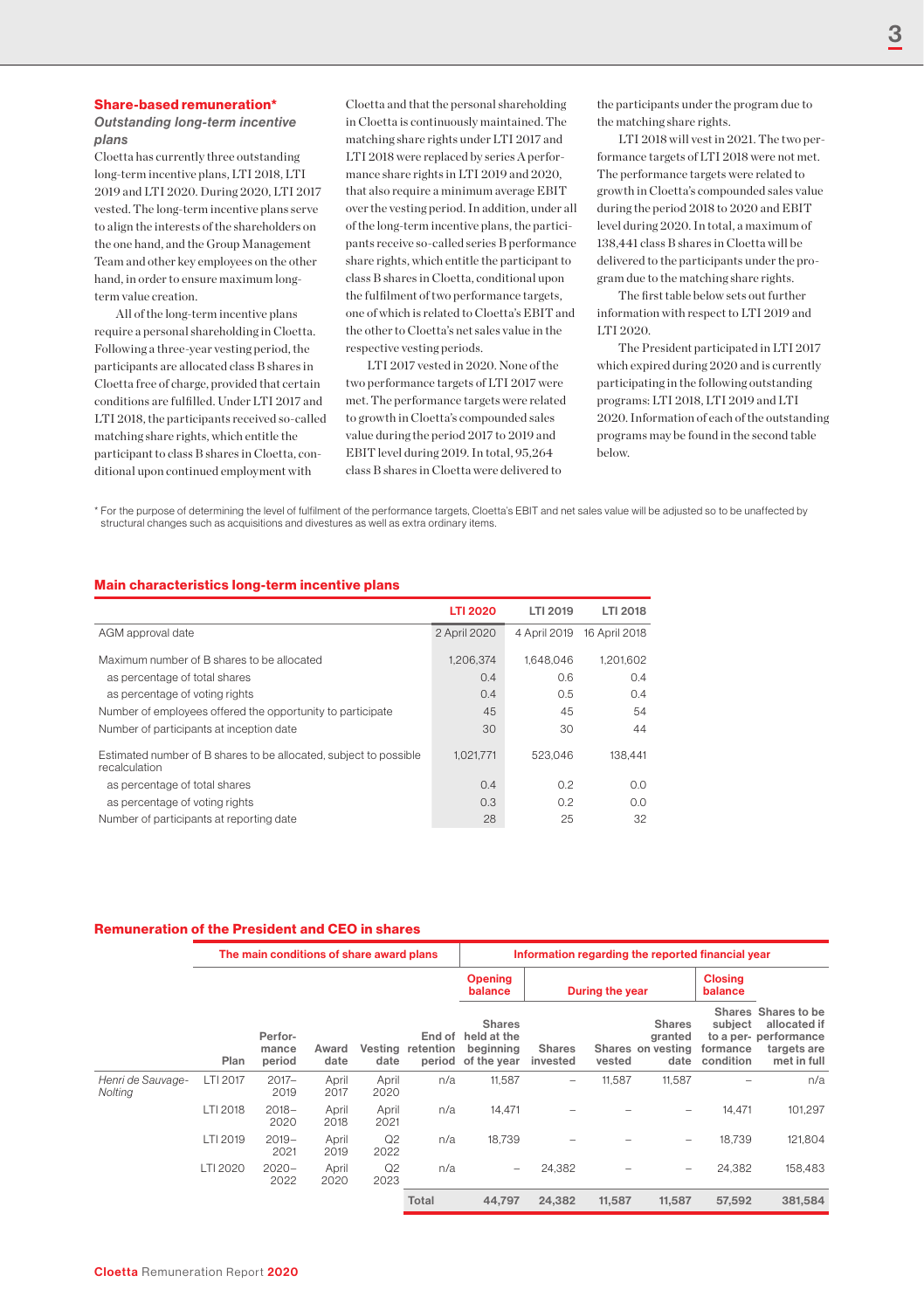## Share-based remuneration*

### *Outstanding long-term incentive plans*

Cloetta has currently three outstanding long-term incentive plans, LTI 2018, LTI 2019 and LTI 2020. During 2020, LTI 2017 vested. The long-term incentive plans serve to align the interests of the shareholders on the one hand, and the Group Management Team and other key employees on the other hand, in order to ensure maximum long-term value creation.

All of the long-term incentive plans require a personal shareholding in Cloetta. Following a three-year vesting period, the participants are allocated class B shares in Cloetta free of charge, provided that certain conditions are fulfilled. Under LTI 2017 and LTI 2018, the participants received so-called matching share rights, which entitle the participant to class B shares in Cloetta, conditional upon continued employment with Cloetta and that the personal shareholding in Cloetta is continuously maintained. The matching share rights under LTI 2017 and LTI 2018 were replaced by series A performance share rights in LTI 2019 and 2020, that also require a minimum average EBIT over the vesting period. In addition, under all of the long-term incentive plans, the participants receive so-called series B performance share rights, which entitle the participant to class B shares in Cloetta, conditional upon the fulfilment of two performance targets, one of which is related to Cloetta's EBIT and the other to Cloetta's net sales value in the respective vesting periods.

LTI 2017 vested in 2020. None of the two performance targets of LTI 2017 were met. The performance targets were related to growth in Cloetta's compounded sales value during the period 2017 to 2019 and EBIT level during 2019. In total, 95,264 class B shares in Cloetta were delivered to the participants under the program due to the matching share rights.

LTI 2018 will vest in 2021. The two performance targets of LTI 2018 were not met. The performance targets were related to growth in Cloetta's compounded sales value during the period 2018 to 2020 and EBIT level during 2020. In total, a maximum of 138,441 class B shares in Cloetta will be delivered to the participants under the program due to the matching share rights.

The first table below sets out further information with respect to LTI 2019 and LTI 2020.

The President participated in LTI 2017 which expired during 2020 and is currently participating in the following outstanding programs: LTI 2018, LTI 2019 and LTI 2020. Information of each of the outstanding programs may be found in the second table below.

\* For the purpose of determining the level of fulfilment of the performance targets, Cloetta's EBIT and net sales value will be adjusted so to be unaffected by structural changes such as acquisitions and divestures as well as extra ordinary items.

## Main characteristics long-term incentive plans

| | LTI 2020 | LTI 2019 | LTI 2018 |
|---|---|---|---|
| AGM approval date | 2 April 2020 | 4 April 2019 | 16 April 2018 |
| Maximum number of B shares to be allocated | 1,206,374 | 1,648,046 | 1,201,602 |
| as percentage of total shares | 0.4 | 0.6 | 0.4 |
| as percentage of voting rights | 0.4 | 0.5 | 0.4 |
| Number of employees offered the opportunity to participate | 45 | 45 | 54 |
| Number of participants at inception date | 30 | 30 | 44 |
| Estimated number of B shares to be allocated, subject to possible recalculation | 1,021,771 | 523,046 | 138,441 |
| as percentage of total shares | 0.4 | 0.2 | 0.0 |
| as percentage of voting rights | 0.3 | 0.2 | 0.0 |
| Number of participants at reporting date | 28 | 25 | 32 |

## Remuneration of the President and CEO in shares

| | The main conditions of share award plans | | | | | Information regarding the reported financial year | | | | | |
|---|---|---|---|---|---|---|---|---|---|---|---|
| | | | | | | Opening balance | During the year | | | Closing balance | |
| | Plan | Performance period | Award date | Vesting date | End of retention period | Shares held at the beginning of the year | Shares invested | Shares vested | Shares granted on vesting date | Shares subject to a performance condition | Shares to be allocated if performance targets are met in full |
| *Henri de Sauvage-Nolting* | LTI 2017 | 2017–2019 | April 2017 | April 2020 | n/a | 11,587 | – | 11,587 | 11,587 | – | n/a |
| | LTI 2018 | 2018–2020 | April 2018 | April 2021 | n/a | 14,471 | – | – | – | 14,471 | 101,297 |
| | LTI 2019 | 2019–2021 | April 2019 | Q2 2022 | n/a | 18,739 | – | – | – | 18,739 | 121,804 |
| | LTI 2020 | 2020–2022 | April 2020 | Q2 2023 | n/a | – | 24,382 | – | – | 24,382 | 158,483 |
| | | | | | **Total** | **44,797** | **24,382** | **11,587** | **11,587** | **57,592** | **381,584** |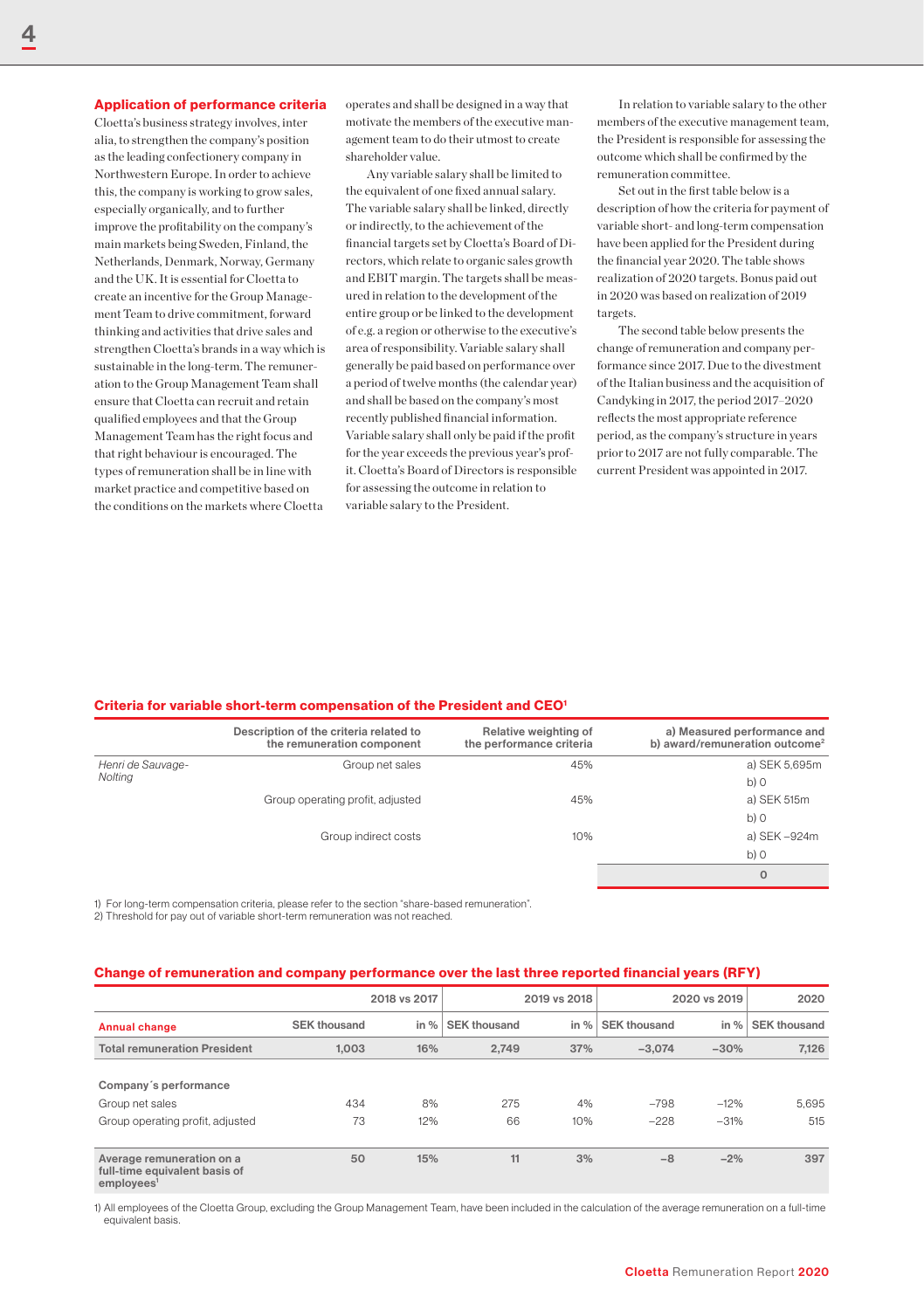## Application of performance criteria

Cloetta's business strategy involves, inter alia, to strengthen the company's position as the leading confectionery company in Northwestern Europe. In order to achieve this, the company is working to grow sales, especially organically, and to further improve the profitability on the company's main markets being Sweden, Finland, the Netherlands, Denmark, Norway, Germany and the UK. It is essential for Cloetta to create an incentive for the Group Management Team to drive commitment, forward thinking and activities that drive sales and strengthen Cloetta's brands in a way which is sustainable in the long-term. The remuneration to the Group Management Team shall ensure that Cloetta can recruit and retain qualified employees and that the Group Management Team has the right focus and that right behaviour is encouraged. The types of remuneration shall be in line with market practice and competitive based on the conditions on the markets where Cloetta operates and shall be designed in a way that motivate the members of the executive management team to do their utmost to create shareholder value.

Any variable salary shall be limited to the equivalent of one fixed annual salary. The variable salary shall be linked, directly or indirectly, to the achievement of the financial targets set by Cloetta's Board of Directors, which relate to organic sales growth and EBIT margin. The targets shall be measured in relation to the development of the entire group or be linked to the development of e.g. a region or otherwise to the executive's area of responsibility. Variable salary shall generally be paid based on performance over a period of twelve months (the calendar year) and shall be based on the company's most recently published financial information. Variable salary shall only be paid if the profit for the year exceeds the previous year's profit. Cloetta's Board of Directors is responsible for assessing the outcome in relation to variable salary to the President.

In relation to variable salary to the other members of the executive management team, the President is responsible for assessing the outcome which shall be confirmed by the remuneration committee.

Set out in the first table below is a description of how the criteria for payment of variable short- and long-term compensation have been applied for the President during the financial year 2020. The table shows realization of 2020 targets. Bonus paid out in 2020 was based on realization of 2019 targets.

The second table below presents the change of remuneration and company performance since 2017. Due to the divestment of the Italian business and the acquisition of Candyking in 2017, the period 2017–2020 reflects the most appropriate reference period, as the company's structure in years prior to 2017 are not fully comparable. The current President was appointed in 2017.

### Criteria for variable short-term compensation of the President and CEO[1]

| | Description of the criteria related to the remuneration component | Relative weighting of the performance criteria | a) Measured performance and b) award/remuneration outcome[2] |
|---|---|---|---|
| *Henri de Sauvage-Nolting* | Group net sales | 45% | a) SEK 5,695m<br>b) 0 |
| | Group operating profit, adjusted | 45% | a) SEK 515m<br>b) 0 |
| | Group indirect costs | 10% | a) SEK –924m<br>b) 0 |
| | | | 0 |

1) For long-term compensation criteria, please refer to the section "share-based remuneration".
2) Threshold for pay out of variable short-term remuneration was not reached.

### Change of remuneration and company performance over the last three reported financial years (RFY)

| | 2018 vs 2017 | | 2019 vs 2018 | | 2020 vs 2019 | | 2020 |
|---|---|---|---|---|---|---|---|
| **Annual change** | SEK thousand | in % | SEK thousand | in % | SEK thousand | in % | SEK thousand |
| **Total remuneration President** | **1,003** | **16%** | **2,749** | **37%** | **–3,074** | **–30%** | **7,126** |
| **Company´s performance** | | | | | | | |
| Group net sales | 434 | 8% | 275 | 4% | –798 | –12% | 5,695 |
| Group operating profit, adjusted | 73 | 12% | 66 | 10% | –228 | –31% | 515 |
| **Average remuneration on a full-time equivalent basis of employees[1]** | **50** | **15%** | **11** | **3%** | **–8** | **–2%** | **397** |

1) All employees of the Cloetta Group, excluding the Group Management Team, have been included in the calculation of the average remuneration on a full-time equivalent basis.